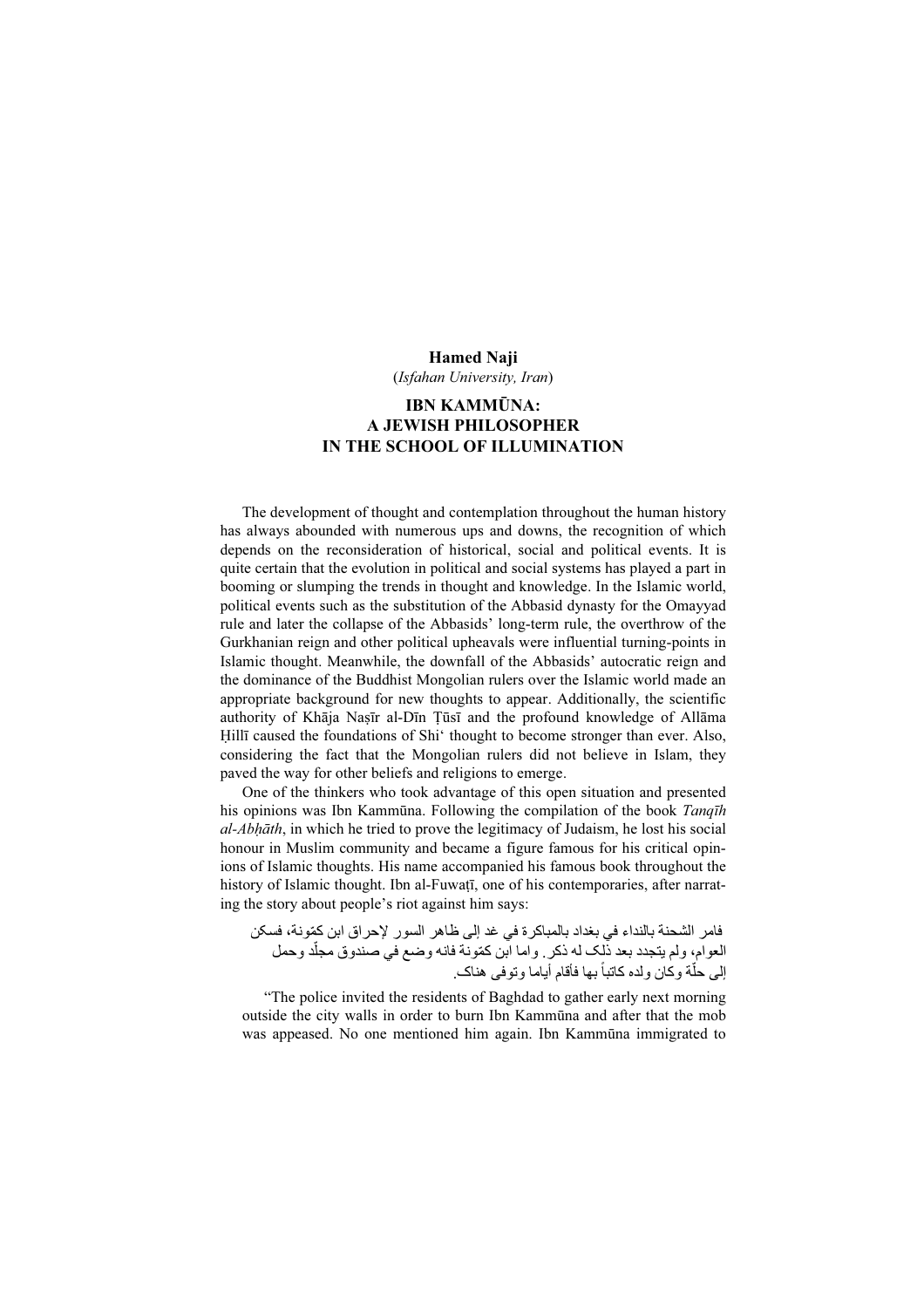**Hamed Naji**

(*Isfahan University, Iran*)

# IBN KAMMŪNA: A JEWISH PHILOSOPHER IN THE SCHOOL OF ILLUMINATION

The development of thought and contemplation throughout the human history has always abounded with numerous ups and downs, the recognition of which depends on the reconsideration of historical, social and political events. It is quite certain that the evolution in political and social systems has played a part in booming or slumping the trends in thought and knowledge. In the Islamic world, political events such as the substitution of the Abbasid dynasty for the Omayyad rule and later the collapse of the Abbasids' long-term rule, the overthrow of the Gurkhanian reign and other political upheavals were influential turning-points in Islamic thought. Meanwhile, the downfall of the Abbasids' autocratic reign and the dominance of the Buddhist Mongolian rulers over the Islamic world made an appropriate background for new thoughts to appear. Additionally, the scientific authority of Khāja Naṣīr al-Dīn Ṭūsī and the profound knowledge of Allāma Ḥillī caused the foundations of Shi' thought to become stronger than ever. Also, considering the fact that the Mongolian rulers did not believe in Islam, they paved the way for other beliefs and religions to emerge.

One of the thinkers who took advantage of this open situation and presented his opinions was Ibn Kammūna. Following the compilation of the book *Tanqīh al-Abḥāth*, in which he tried to prove the legitimacy of Judaism, he lost his social honour in Muslim community and became a figure famous for his critical opinions of Islamic thoughts. His name accompanied his famous book throughout the history of Islamic thought. Ibn al-Fuwaṭī, one of his contemporaries, after narrating the story about people's riot against him says:

> فامر الشحنة بالنداء في بغداد بالمباكرة في غد إلى ظاهر السور لإحراق ابن كمّونة، فسكن العوام، ولم يتجدد بعد ذلک له ذكر. واما ابن كمّونة فانه وضع في صندوق مجلّد وحمل إلى حلّة وكان ولده كاتباً بها فأقام أياما وتوفى هناک.

"The police invited the residents of Baghdad to gather early next morning outside the city walls in order to burn Ibn Kammūna and after that the mob was appeased. No one mentioned him again. Ibn Kammūna immigrated to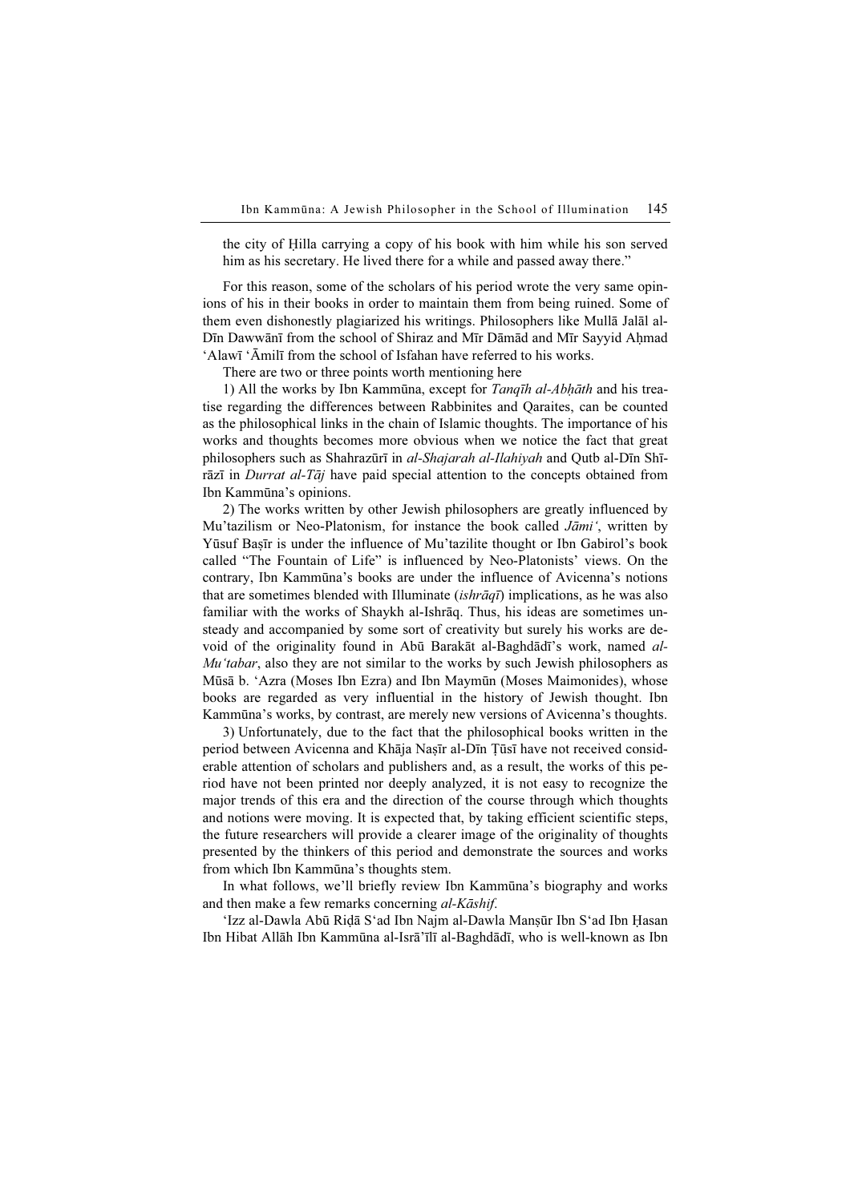the city of Ḥilla carrying a copy of his book with him while his son served him as his secretary. He lived there for a while and passed away there."

For this reason, some of the scholars of his period wrote the very same opinions of his in their books in order to maintain them from being ruined. Some of them even dishonestly plagiarized his writings. Philosophers like Mullā Jalāl al-Dīn Dawwānī from the school of Shiraz and Mīr Dāmād and Mīr Sayyid Aḥmad 'Alawī 'Āmilī from the school of Isfahan have referred to his works.

There are two or three points worth mentioning here

1) All the works by Ibn Kammūna, except for *Tanqīh al-Abḥāth* and his treatise regarding the differences between Rabbinites and Qaraites, can be counted as the philosophical links in the chain of Islamic thoughts. The importance of his works and thoughts becomes more obvious when we notice the fact that great philosophers such as Shahrazūrī in *al-Shajarah al-Ilahiyah* and Qutb al-Dīn Shīrāzī in *Durrat al-Tāj* have paid special attention to the concepts obtained from Ibn Kammūna's opinions.

2) The works written by other Jewish philosophers are greatly influenced by Mu'tazilism or Neo-Platonism, for instance the book called *Jāmi'*, written by Yūsuf Baṣīr is under the influence of Mu'tazilite thought or Ibn Gabirol's book called "The Fountain of Life" is influenced by Neo-Platonists' views. On the contrary, Ibn Kammūna's books are under the influence of Avicenna's notions that are sometimes blended with Illuminate (*ishrāqī*) implications, as he was also familiar with the works of Shaykh al-Ishrāq. Thus, his ideas are sometimes unsteady and accompanied by some sort of creativity but surely his works are devoid of the originality found in Abū Barakāt al-Baghdādī's work, named *al-Mu'tabar*, also they are not similar to the works by such Jewish philosophers as Mūsā b. 'Azra (Moses Ibn Ezra) and Ibn Maymūn (Moses Maimonides), whose books are regarded as very influential in the history of Jewish thought. Ibn Kammūna's works, by contrast, are merely new versions of Avicenna's thoughts.

3) Unfortunately, due to the fact that the philosophical books written in the period between Avicenna and Khāja Naṣīr al-Dīn Ṭūsī have not received considerable attention of scholars and publishers and, as a result, the works of this period have not been printed nor deeply analyzed, it is not easy to recognize the major trends of this era and the direction of the course through which thoughts and notions were moving. It is expected that, by taking efficient scientific steps, the future researchers will provide a clearer image of the originality of thoughts presented by the thinkers of this period and demonstrate the sources and works from which Ibn Kammūna's thoughts stem.

In what follows, we'll briefly review Ibn Kammūna's biography and works and then make a few remarks concerning *al-Kāshif*.

'Izz al-Dawla Abū Riḍā S'ad Ibn Najm al-Dawla Manṣūr Ibn S'ad Ibn Ḥasan Ibn Hibat Allāh Ibn Kammūna al-Isrā'īlī al-Baghdādī, who is well-known as Ibn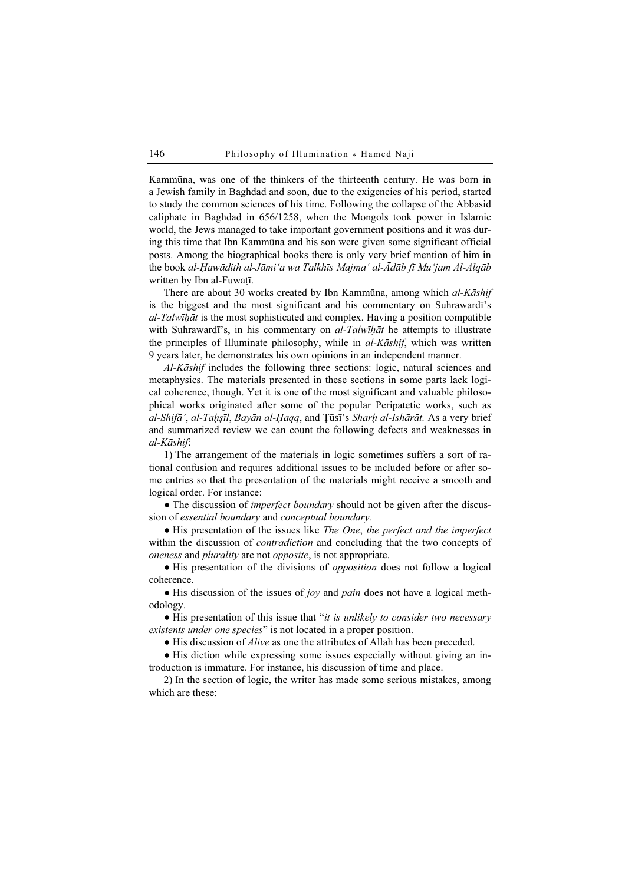Kammūna, was one of the thinkers of the thirteenth century. He was born in a Jewish family in Baghdad and soon, due to the exigencies of his period, started to study the common sciences of his time. Following the collapse of the Abbasid caliphate in Baghdad in 656/1258, when the Mongols took power in Islamic world, the Jews managed to take important government positions and it was during this time that Ibn Kammūna and his son were given some significant official posts. Among the biographical books there is only very brief mention of him in the book *al-Ḥawādith al-Jāmi'a wa Talkhīs Majma' al-Ādāb fī Mu'jam Al-Alqāb* written by Ibn al-Fuwaṭī.

There are about 30 works created by Ibn Kammūna, among which *al-Kāshif* is the biggest and the most significant and his commentary on Suhrawardī's *al-Talwīḥāt* is the most sophisticated and complex. Having a position compatible with Suhrawardī's, in his commentary on *al-Talwīḥāt* he attempts to illustrate the principles of Illuminate philosophy, while in *al-Kāshif*, which was written 9 years later, he demonstrates his own opinions in an independent manner.

*Al-Kāshif* includes the following three sections: logic, natural sciences and metaphysics. The materials presented in these sections in some parts lack logical coherence, though. Yet it is one of the most significant and valuable philosophical works originated after some of the popular Peripatetic works, such as *al-Shifā'*, *al-Taḥṣīl*, *Bayān al-Ḥaqq*, and Ṭūsī's *Sharḥ al-Ishārāt.* As a very brief and summarized review we can count the following defects and weaknesses in *al-Kāshif*:

1) The arrangement of the materials in logic sometimes suffers a sort of rational confusion and requires additional issues to be included before or after some entries so that the presentation of the materials might receive a smooth and logical order. For instance:

- The discussion of *imperfect boundary* should not be given after the discussion of *essential boundary* and *conceptual boundary.*
- His presentation of the issues like *The One*, *the perfect and the imperfect* within the discussion of *contradiction* and concluding that the two concepts of *oneness* and *plurality* are not *opposite*, is not appropriate.
- His presentation of the divisions of *opposition* does not follow a logical coherence.
- His discussion of the issues of *joy* and *pain* does not have a logical methodology.
- His presentation of this issue that "*it is unlikely to consider two necessary existents under one species*" is not located in a proper position.
- His discussion of *Alive* as one the attributes of Allah has been preceded.
- His diction while expressing some issues especially without giving an introduction is immature. For instance, his discussion of time and place.

2) In the section of logic, the writer has made some serious mistakes, among which are these: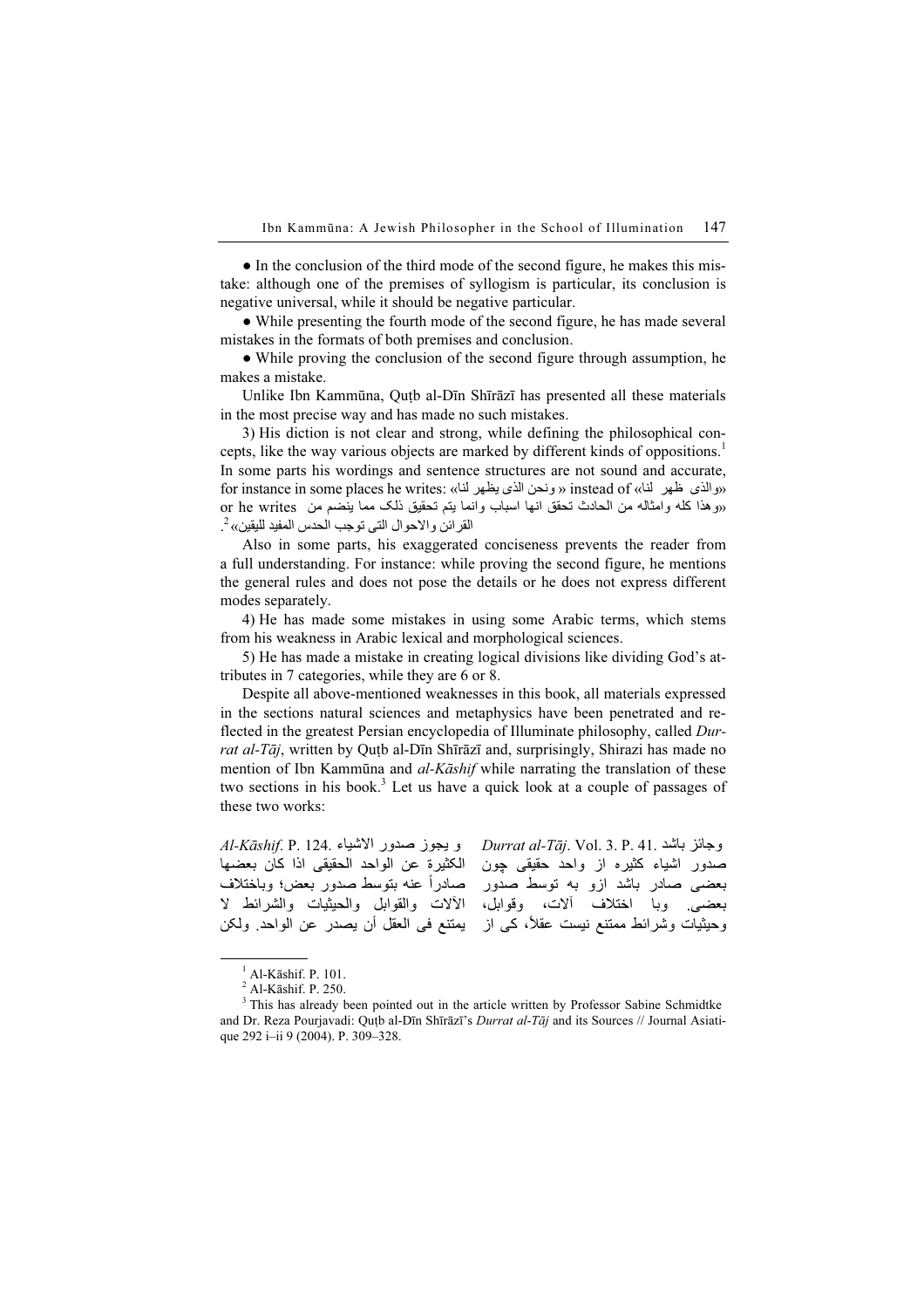● In the conclusion of the third mode of the second figure, he makes this mistake: although one of the premises of syllogism is particular, its conclusion is negative universal, while it should be negative particular.

● While presenting the fourth mode of the second figure, he has made several mistakes in the formats of both premises and conclusion.

● While proving the conclusion of the second figure through assumption, he makes a mistake.

Unlike Ibn Kammūna, Quṭb al-Dīn Shīrāzī has presented all these materials in the most precise way and has made no such mistakes.

3) His diction is not clear and strong, while defining the philosophical concepts, like the way various objects are marked by different kinds of oppositions.[1] In some parts his wordings and sentence structures are not sound and accurate, for instance in some places he writes: «ونحن الذى يظهر لنا» instead of «والذى ظهر لنا» or he writes «وهذا كله وامثاله من الحادث تحقق انها اسباب وانما يتم تحقيق ذلک مما ينضم من القرائن والاحوال التى توجب الحدس المفيد لليقين»[2].

Also in some parts, his exaggerated conciseness prevents the reader from a full understanding. For instance: while proving the second figure, he mentions the general rules and does not pose the details or he does not express different modes separately.

4) He has made some mistakes in using some Arabic terms, which stems from his weakness in Arabic lexical and morphological sciences.

5) He has made a mistake in creating logical divisions like dividing God's attributes in 7 categories, while they are 6 or 8.

Despite all above-mentioned weaknesses in this book, all materials expressed in the sections natural sciences and metaphysics have been penetrated and reflected in the greatest Persian encyclopedia of Illuminate philosophy, called *Durrat al-Tāj*, written by Quṭb al-Dīn Shīrāzī and, surprisingly, Shirazi has made no mention of Ibn Kammūna and *al-Kāshif* while narrating the translation of these two sections in his book.[3] Let us have a quick look at a couple of passages of these two works:

| *Al-Kāshif*. P. 124. و يجوز صدور الاشياء الكثيرة عن الواحد الحقيقى اذا كان بعضها صادراً عنه بتوسط صدور بعض؛ وباختلاف الآلات والقوابل والحيثيات والشرائط لا يمتنع فى العقل أن يصدر عن الواحد. ولكن | *Durrat al-Tāj*. Vol. 3. P. 41. وجائز باشد صدور اشياء كثيره از واحد حقيقى چون بعضى صادر باشد ازو به توسط صدور بعضى. وبا اختلاف آلات، وقوابل، وحيثيات وشرائط ممتنع نيست عقلاً، كى از |
| --- | --- |

[1] Al-Kāshif. P. 101.

[2] Al-Kāshif. P. 250.

[3] This has already been pointed out in the article written by Professor Sabine Schmidtke and Dr. Reza Pourjavadi: Quṭb al-Dīn Shīrāzī's *Durrat al-Tāj* and its Sources // Journal Asiatique 292 i–ii 9 (2004). P. 309–328.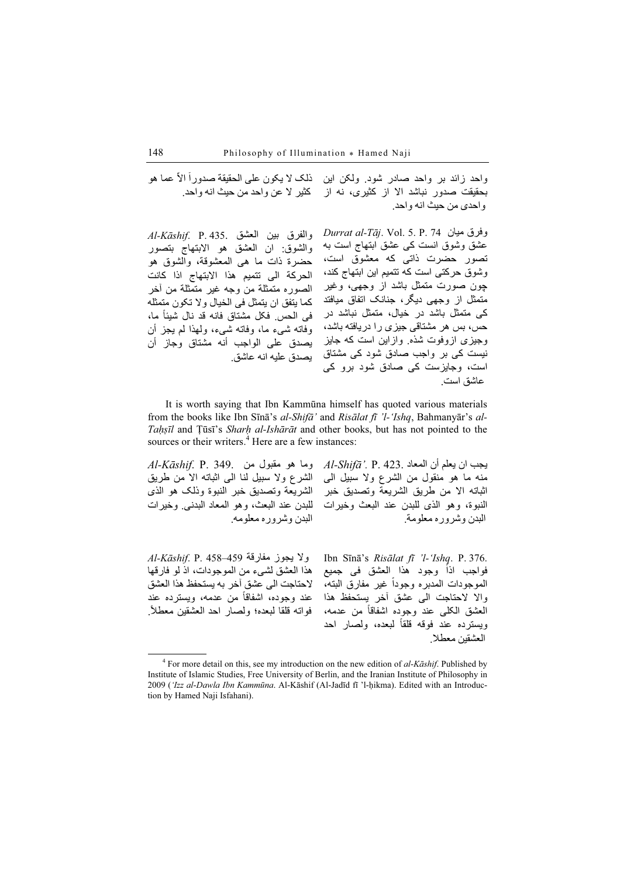واحد زائد بر واحد صادر شود. ولکن این بحقیقت صدور نباشد الا از کثیری، نه از واحدی من حیث انه واحد.

ذلک لا یکون علی الحقیقة صدوراً الاّ عما هو کثیر لا عن واحد من حیث انه واحد.

*Durrat al-Tāj*. Vol. 5. P. 74 وفرق میان عشق وشوق انست کی عشق ابتهاج است به تصور حضرت ذاتی که معشوق است، وشوق حرکتی است که تتمیم این ابتهاج کند، چون صورت متمثل باشد از وجهی، وغیر متمثل از وجهی دیگر، جنانک اتفاق میافتد کی متمثل باشد در خیال، متمثل نباشد در حس، بس هر مشتاقی جیزی را دریافته باشد، وجیزی ازوفوت شده. وازاین است که جایز نیست کی بر واجب صادق شود کی مشتاق است، وجایزست کی صادق شود برو کی عاشق است.

*Al-Kāshif*. P. 435. والفرق بین العشق والشوق: ان العشق هو الابتهاج بتصور حضرة ذات ما هی المعشوقة، والشوق هو الحرکة الی تتمیم هذا الابتهاج اذا کانت الصوره متمثلة من وجه غیر متمثلة من آخر کما یتفق ان یتمثل فی الخیال ولا تکون متمثله فی الحس. فکل مشتاق فانه قد نال شیئاً ما، وفاته شیء ما، وفاته شیء، ولهذا لم یجز أن یصدق علی الواجب أنه مشتاق وجاز أن یصدق علیه انه عاشق.

It is worth saying that Ibn Kammūna himself has quoted various materials from the books like Ibn Sīnā's *al-Shifā'* and *Risālat fī 'l-'Ishq*, Bahmanyār's *al-Taḥṣīl* and Ṭūsī's *Sharḥ al-Ishārāt* and other books, but has not pointed to the sources or their writers.[4] Here are a few instances:

*Al-Shifā'*. P. 423. یجب ان یعلم أن المعاد منه ما هو منقول من الشرع ولا سبیل الی اثباته الا من طریق الشریعة وتصدیق خبر النبوة، وهو الذی للبدن عند البعث وخیرات البدن وشروره معلومة.

*Al-Kāshif*. P. 349. وما هو مقبول من الشرع ولا سبیل لنا الی اثباته الا من طریق الشریعة وتصدیق خبر النبوة وذلک هو الذی للبدن عند البعث، وهو المعاد البدنی. وخیرات البدن وشروره معلومه.

Ibn Sīnā's *Risālat fī 'l-'Ishq*. P. 376. فواجب اذاً وجود هذا العشق فی جمیع الموجودات المدبره وجوداً غیر مفارق البته، والا لاحتاجت الی عشق آخر یستحفظ هذا العشق الکلی عند وجوده اشفاقاً من عدمه، ویسترده عند فوقه قلقاً لبعده، ولصار احد العشقین معطلا.

*Al-Kāshif*. P. 458–459 ولا یجوز مفارقة هذا العشق لشیء من الموجودات، اذ لو فارقها لاحتاجت الی عشق آخر به یستحفظ هذا العشق عند وجوده، اشفاقاً من عدمه، ویسترده عند فواته قلقا لبعده؛ ولصار احد العشقین معطلاً.

[4] For more detail on this, see my introduction on the new edition of *al-Kāshif*. Published by Institute of Islamic Studies, Free University of Berlin, and the Iranian Institute of Philosophy in 2009 (*'Izz al-Dawla Ibn Kammūna*. Al-Kāshif (Al-Jadīd fī 'l-ḥikma). Edited with an Introduction by Hamed Naji Isfahani).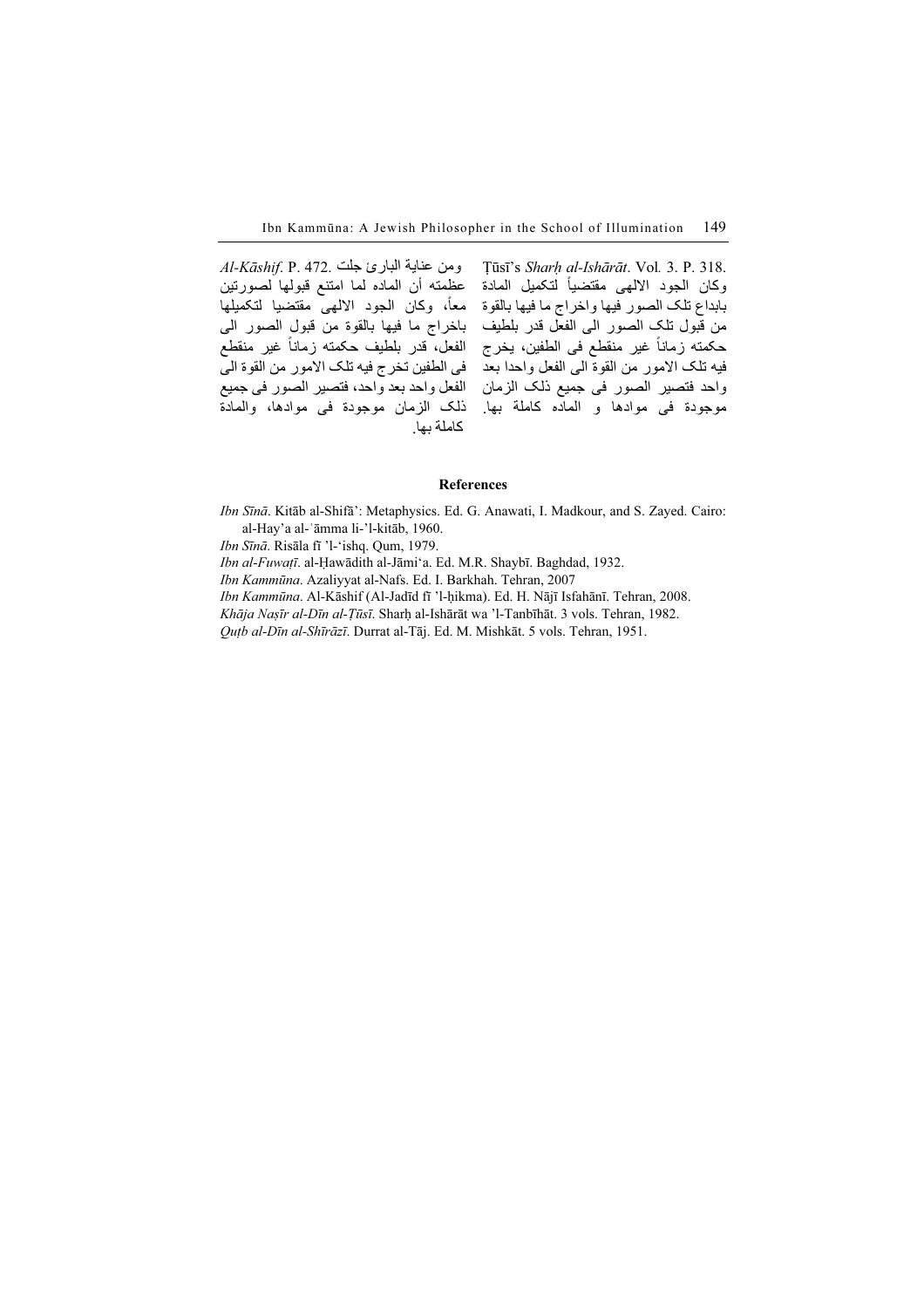| | |
|---|---|
| Ṭūsī's *Sharḥ al-Ishārāt*. Vol. 3. P. 318. وكان الجود الالهى مقتضياً لتكميل المادة بابداع تلک الصور فيها واخراج ما فيها بالقوة من قبول تلک الصور الى الفعل قدر بلطيف حكمته زماناً غير منقطع فى الطفين، يخرج فيه تلک الامور من القوة الى الفعل واحدا بعد واحد فتصير الصور فى جميع ذلک الزمان موجودة فى موادها و الماده كاملة بها. | *Al-Kāshif*. P. 472. ومن عناية البارئ جلت عظمته أن الماده لما امتنع قبولها لصورتين معاً، وكان الجود الالهى مقتضيا لتكميلها باخراج ما فيها بالقوة من قبول الصور الى الفعل، قدر بلطيف حكمته زماناً غير منقطع فى الطفين تخرج فيه تلک الامور من القوة الى الفعل واحد بعد واحد، فتصير الصور فى جميع ذلک الزمان موجودة فى موادها، والمادة كاملة بها. |

## References

*Ibn Sīnā*. Kitāb al-Shifā': Metaphysics. Ed. G. Anawati, I. Madkour, and S. Zayed. Cairo: al-Hay'a al-ʿāmma li-'l-kitāb, 1960.

*Ibn Sīnā*. Risāla fī 'l-'ishq. Qum, 1979.

*Ibn al-Fuwaṭī*. al-Ḥawādith al-Jāmi'a. Ed. M.R. Shaybī. Baghdad, 1932.

*Ibn Kammūna*. Azaliyyat al-Nafs. Ed. I. Barkhah. Tehran, 2007

*Ibn Kammūna*. Al-Kāshif (Al-Jadīd fī 'l-ḥikma). Ed. H. Nājī Isfahānī. Tehran, 2008.

*Khāja Naṣīr al-Dīn al-Ṭūsī*. Sharḥ al-Ishārāt wa 'l-Tanbīhāt. 3 vols. Tehran, 1982.

*Quṭb al-Dīn al-Shīrāzī*. Durrat al-Tāj. Ed. M. Mishkāt. 5 vols. Tehran, 1951.